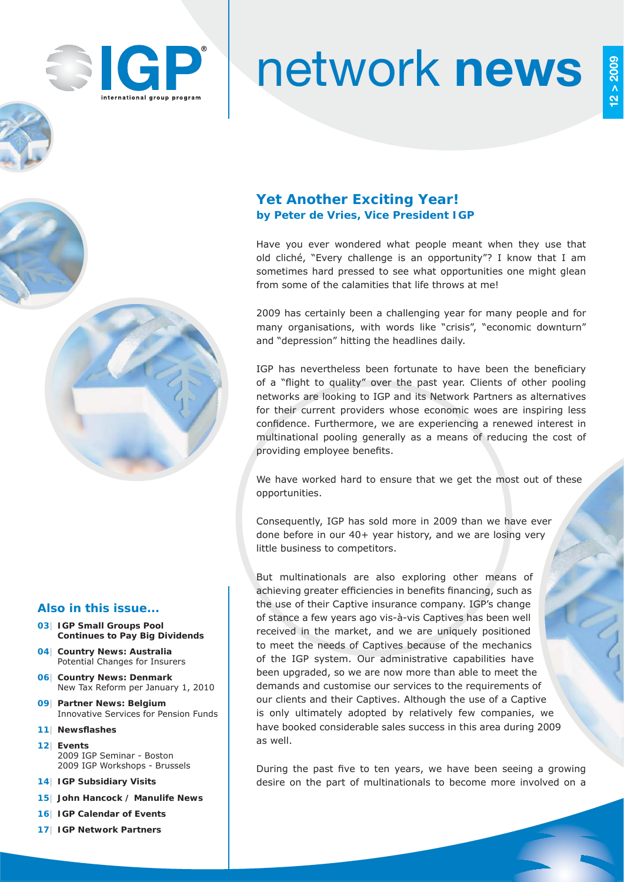# network **news**

12 > 2009

## Yet Another Exciting Year!
**by Peter de Vries, Vice President IGP**

Have you ever wondered what people meant when they use that old cliché, "Every challenge is an opportunity"? I know that I am sometimes hard pressed to see what opportunities one might glean from some of the calamities that life throws at me!

2009 has certainly been a challenging year for many people and for many organisations, with words like "crisis", "economic downturn" and "depression" hitting the headlines daily.

IGP has nevertheless been fortunate to have been the beneficiary of a "flight to quality" over the past year. Clients of other pooling networks are looking to IGP and its Network Partners as alternatives for their current providers whose economic woes are inspiring less confidence. Furthermore, we are experiencing a renewed interest in multinational pooling generally as a means of reducing the cost of providing employee benefits.

We have worked hard to ensure that we get the most out of these opportunities.

Consequently, IGP has sold more in 2009 than we have ever done before in our 40+ year history, and we are losing very little business to competitors.

But multinationals are also exploring other means of achieving greater efficiencies in benefits financing, such as the use of their Captive insurance company. IGP's change of stance a few years ago vis-à-vis Captives has been well received in the market, and we are uniquely positioned to meet the needs of Captives because of the mechanics of the IGP system. Our administrative capabilities have been upgraded, so we are now more than able to meet the demands and customise our services to the requirements of our clients and their Captives. Although the use of a Captive is only ultimately adopted by relatively few companies, we have booked considerable sales success in this area during 2009 as well.

During the past five to ten years, we have been seeing a growing desire on the part of multinationals to become more involved on a

### Also in this issue...

- **03| IGP Small Groups Pool Continues to Pay Big Dividends**
- **04| Country News: Australia** Potential Changes for Insurers
- **06| Country News: Denmark** New Tax Reform per January 1, 2010
- **09| Partner News: Belgium** Innovative Services for Pension Funds
- **11| Newsflashes**
- **12| Events** 2009 IGP Seminar - Boston; 2009 IGP Workshops - Brussels
- **14| IGP Subsidiary Visits**
- **15| John Hancock / Manulife News**
- **16| IGP Calendar of Events**
- **17| IGP Network Partners**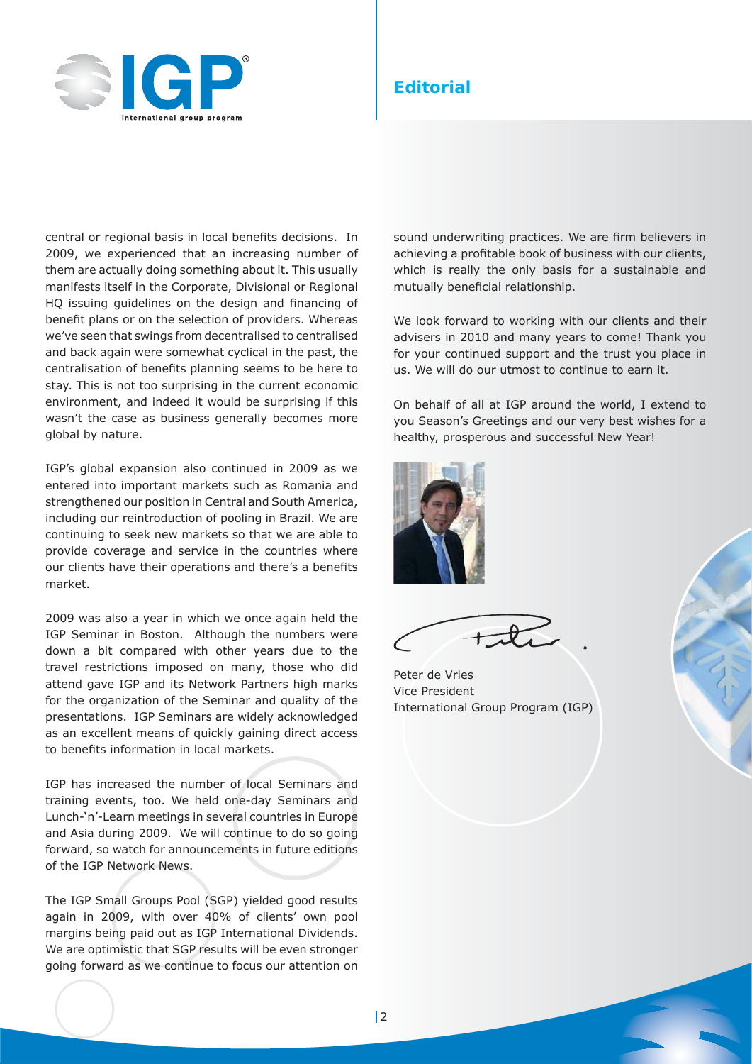# Editorial

central or regional basis in local benefits decisions. In 2009, we experienced that an increasing number of them are actually doing something about it. This usually manifests itself in the Corporate, Divisional or Regional HQ issuing guidelines on the design and financing of benefit plans or on the selection of providers. Whereas we've seen that swings from decentralised to centralised and back again were somewhat cyclical in the past, the centralisation of benefits planning seems to be here to stay. This is not too surprising in the current economic environment, and indeed it would be surprising if this wasn't the case as business generally becomes more global by nature.

IGP's global expansion also continued in 2009 as we entered into important markets such as Romania and strengthened our position in Central and South America, including our reintroduction of pooling in Brazil. We are continuing to seek new markets so that we are able to provide coverage and service in the countries where our clients have their operations and there's a benefits market.

2009 was also a year in which we once again held the IGP Seminar in Boston. Although the numbers were down a bit compared with other years due to the travel restrictions imposed on many, those who did attend gave IGP and its Network Partners high marks for the organization of the Seminar and quality of the presentations. IGP Seminars are widely acknowledged as an excellent means of quickly gaining direct access to benefits information in local markets.

IGP has increased the number of local Seminars and training events, too. We held one-day Seminars and Lunch-'n'-Learn meetings in several countries in Europe and Asia during 2009. We will continue to do so going forward, so watch for announcements in future editions of the IGP Network News.

The IGP Small Groups Pool (SGP) yielded good results again in 2009, with over 40% of clients' own pool margins being paid out as IGP International Dividends. We are optimistic that SGP results will be even stronger going forward as we continue to focus our attention on sound underwriting practices. We are firm believers in achieving a profitable book of business with our clients, which is really the only basis for a sustainable and mutually beneficial relationship.

We look forward to working with our clients and their advisers in 2010 and many years to come! Thank you for your continued support and the trust you place in us. We will do our utmost to continue to earn it.

On behalf of all at IGP around the world, I extend to you Season's Greetings and our very best wishes for a healthy, prosperous and successful New Year!

Peter de Vries
Vice President
International Group Program (IGP)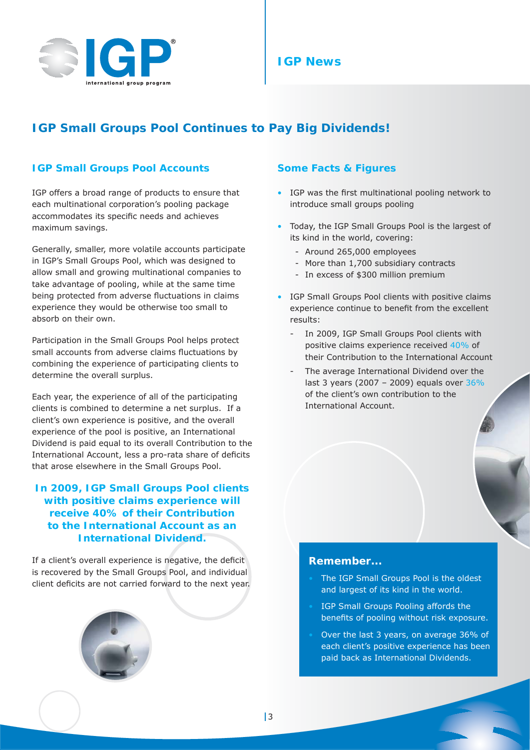# IGP Small Groups Pool Continues to Pay Big Dividends!

## IGP Small Groups Pool Accounts

IGP offers a broad range of products to ensure that each multinational corporation's pooling package accommodates its specific needs and achieves maximum savings.

Generally, smaller, more volatile accounts participate in IGP's Small Groups Pool, which was designed to allow small and growing multinational companies to take advantage of pooling, while at the same time being protected from adverse fluctuations in claims experience they would be otherwise too small to absorb on their own.

Participation in the Small Groups Pool helps protect small accounts from adverse claims fluctuations by combining the experience of participating clients to determine the overall surplus.

Each year, the experience of all of the participating clients is combined to determine a net surplus. If a client's own experience is positive, and the overall experience of the pool is positive, an International Dividend is paid equal to its overall Contribution to the International Account, less a pro-rata share of deficits that arose elsewhere in the Small Groups Pool.

**In 2009, IGP Small Groups Pool clients with positive claims experience will receive 40% of their Contribution to the International Account as an International Dividend.**

If a client's overall experience is negative, the deficit is recovered by the Small Groups Pool, and individual client deficits are not carried forward to the next year.

## Some Facts & Figures

- IGP was the first multinational pooling network to introduce small groups pooling
- Today, the IGP Small Groups Pool is the largest of its kind in the world, covering:
  - Around 265,000 employees
  - More than 1,700 subsidiary contracts
  - In excess of $300 million premium
- IGP Small Groups Pool clients with positive claims experience continue to benefit from the excellent results:
  - In 2009, IGP Small Groups Pool clients with positive claims experience received 40% of their Contribution to the International Account
  - The average International Dividend over the last 3 years (2007 – 2009) equals over 36% of the client's own contribution to the International Account.

### Remember...

- The IGP Small Groups Pool is the oldest and largest of its kind in the world.
- IGP Small Groups Pooling affords the benefits of pooling without risk exposure.
- Over the last 3 years, on average 36% of each client's positive experience has been paid back as International Dividends.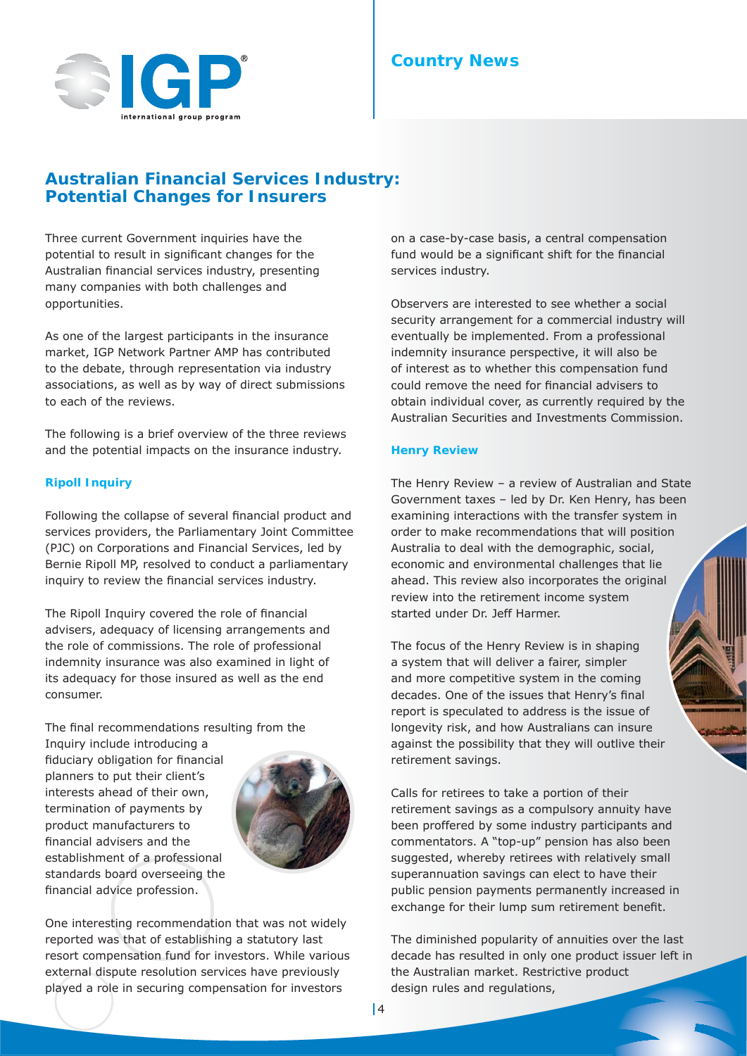## Country News

# Australian Financial Services Industry: Potential Changes for Insurers

Three current Government inquiries have the potential to result in significant changes for the Australian financial services industry, presenting many companies with both challenges and opportunities.

As one of the largest participants in the insurance market, IGP Network Partner AMP has contributed to the debate, through representation via industry associations, as well as by way of direct submissions to each of the reviews.

The following is a brief overview of the three reviews and the potential impacts on the insurance industry.

### Ripoll Inquiry

Following the collapse of several financial product and services providers, the Parliamentary Joint Committee (PJC) on Corporations and Financial Services, led by Bernie Ripoll MP, resolved to conduct a parliamentary inquiry to review the financial services industry.

The Ripoll Inquiry covered the role of financial advisers, adequacy of licensing arrangements and the role of commissions. The role of professional indemnity insurance was also examined in light of its adequacy for those insured as well as the end consumer.

The final recommendations resulting from the Inquiry include introducing a fiduciary obligation for financial planners to put their client's interests ahead of their own, termination of payments by product manufacturers to financial advisers and the establishment of a professional standards board overseeing the financial advice profession.

One interesting recommendation that was not widely reported was that of establishing a statutory last resort compensation fund for investors. While various external dispute resolution services have previously played a role in securing compensation for investors on a case-by-case basis, a central compensation fund would be a significant shift for the financial services industry.

Observers are interested to see whether a social security arrangement for a commercial industry will eventually be implemented. From a professional indemnity insurance perspective, it will also be of interest as to whether this compensation fund could remove the need for financial advisers to obtain individual cover, as currently required by the Australian Securities and Investments Commission.

### Henry Review

The Henry Review – a review of Australian and State Government taxes – led by Dr. Ken Henry, has been examining interactions with the transfer system in order to make recommendations that will position Australia to deal with the demographic, social, economic and environmental challenges that lie ahead. This review also incorporates the original review into the retirement income system started under Dr. Jeff Harmer.

The focus of the Henry Review is in shaping a system that will deliver a fairer, simpler and more competitive system in the coming decades. One of the issues that Henry's final report is speculated to address is the issue of longevity risk, and how Australians can insure against the possibility that they will outlive their retirement savings.

Calls for retirees to take a portion of their retirement savings as a compulsory annuity have been proffered by some industry participants and commentators. A "top-up" pension has also been suggested, whereby retirees with relatively small superannuation savings can elect to have their public pension payments permanently increased in exchange for their lump sum retirement benefit.

The diminished popularity of annuities over the last decade has resulted in only one product issuer left in the Australian market. Restrictive product design rules and regulations,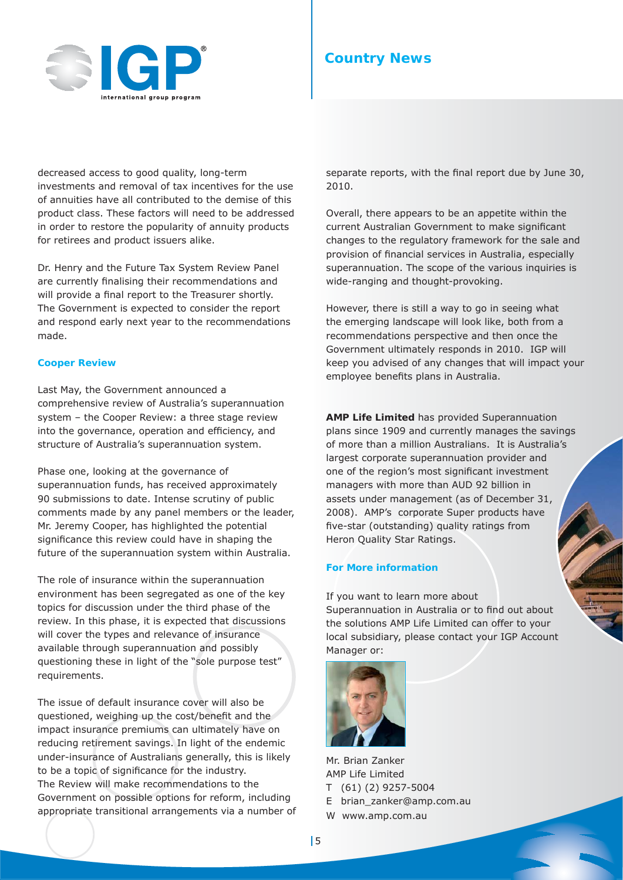decreased access to good quality, long-term investments and removal of tax incentives for the use of annuities have all contributed to the demise of this product class. These factors will need to be addressed in order to restore the popularity of annuity products for retirees and product issuers alike.

Dr. Henry and the Future Tax System Review Panel are currently finalising their recommendations and will provide a final report to the Treasurer shortly. The Government is expected to consider the report and respond early next year to the recommendations made.

### Cooper Review

Last May, the Government announced a comprehensive review of Australia's superannuation system – the Cooper Review: a three stage review into the governance, operation and efficiency, and structure of Australia's superannuation system.

Phase one, looking at the governance of superannuation funds, has received approximately 90 submissions to date. Intense scrutiny of public comments made by any panel members or the leader, Mr. Jeremy Cooper, has highlighted the potential significance this review could have in shaping the future of the superannuation system within Australia.

The role of insurance within the superannuation environment has been segregated as one of the key topics for discussion under the third phase of the review. In this phase, it is expected that discussions will cover the types and relevance of insurance available through superannuation and possibly questioning these in light of the "sole purpose test" requirements.

The issue of default insurance cover will also be questioned, weighing up the cost/benefit and the impact insurance premiums can ultimately have on reducing retirement savings. In light of the endemic under-insurance of Australians generally, this is likely to be a topic of significance for the industry. The Review will make recommendations to the Government on possible options for reform, including appropriate transitional arrangements via a number of separate reports, with the final report due by June 30, 2010.

Overall, there appears to be an appetite within the current Australian Government to make significant changes to the regulatory framework for the sale and provision of financial services in Australia, especially superannuation. The scope of the various inquiries is wide-ranging and thought-provoking.

However, there is still a way to go in seeing what the emerging landscape will look like, both from a recommendations perspective and then once the Government ultimately responds in 2010. IGP will keep you advised of any changes that will impact your employee benefits plans in Australia.

**AMP Life Limited** has provided Superannuation plans since 1909 and currently manages the savings of more than a million Australians. It is Australia's largest corporate superannuation provider and one of the region's most significant investment managers with more than AUD 92 billion in assets under management (as of December 31, 2008). AMP's corporate Super products have five-star (outstanding) quality ratings from Heron Quality Star Ratings.

### For More information

If you want to learn more about Superannuation in Australia or to find out about the solutions AMP Life Limited can offer to your local subsidiary, please contact your IGP Account Manager or:

Mr. Brian Zanker
AMP Life Limited
T (61) (2) 9257-5004
E brian_zanker@amp.com.au
W www.amp.com.au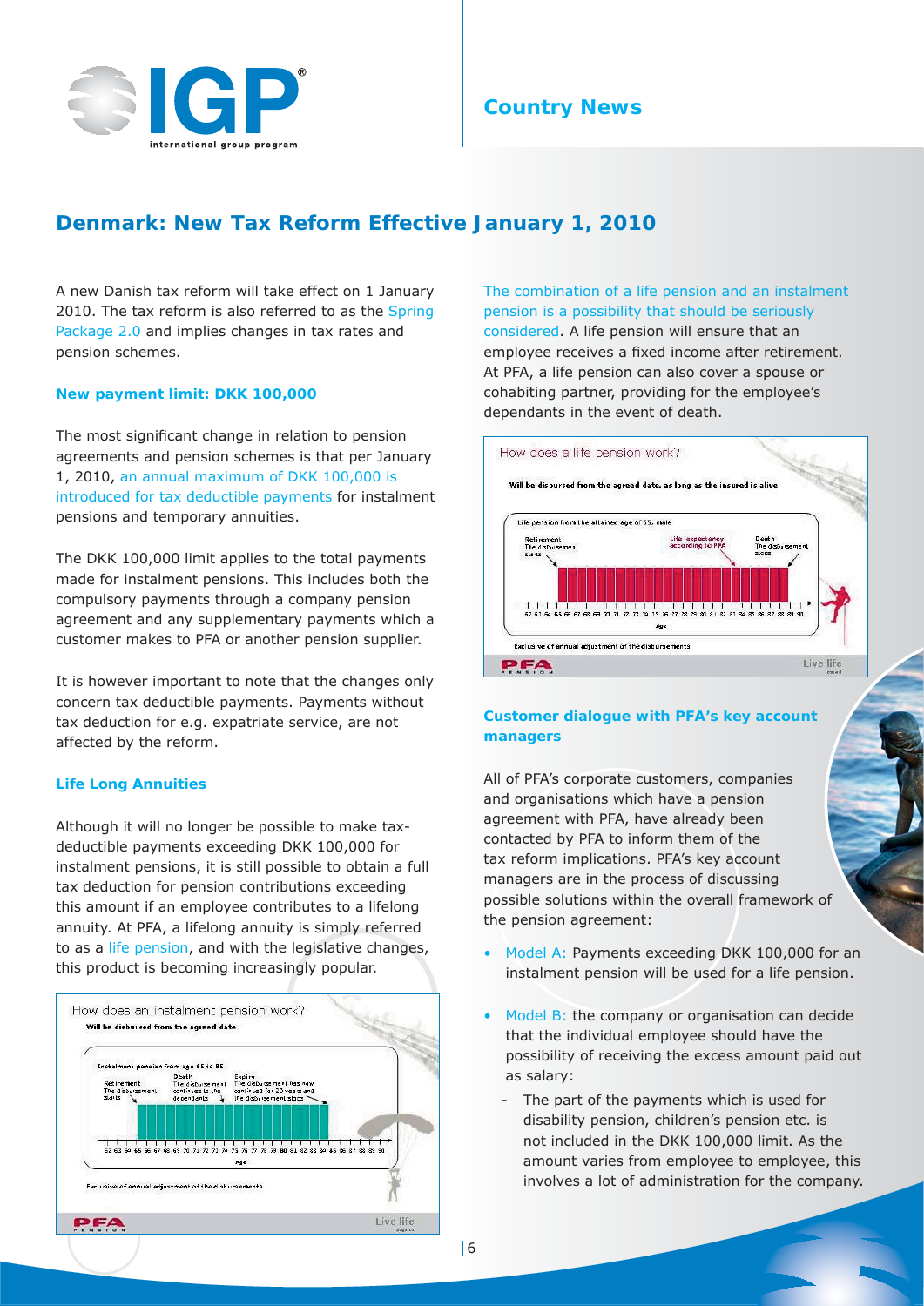## Denmark: New Tax Reform Effective January 1, 2010

A new Danish tax reform will take effect on 1 January 2010. The tax reform is also referred to as the Spring Package 2.0 and implies changes in tax rates and pension schemes.

### New payment limit: DKK 100,000

The most significant change in relation to pension agreements and pension schemes is that per January 1, 2010, an annual maximum of DKK 100,000 is introduced for tax deductible payments for instalment pensions and temporary annuities.

The DKK 100,000 limit applies to the total payments made for instalment pensions. This includes both the compulsory payments through a company pension agreement and any supplementary payments which a customer makes to PFA or another pension supplier.

It is however important to note that the changes only concern tax deductible payments. Payments without tax deduction for e.g. expatriate service, are not affected by the reform.

### Life Long Annuities

Although it will no longer be possible to make tax-deductible payments exceeding DKK 100,000 for instalment pensions, it is still possible to obtain a full tax deduction for pension contributions exceeding this amount if an employee contributes to a lifelong annuity. At PFA, a lifelong annuity is simply referred to as a life pension, and with the legislative changes, this product is becoming increasingly popular.

How does an instalment pension work?

Will be disbursed from the agreed date

Instalment pension from age 65 to 85

Retirement: The disbursement starts

Death: The disbursement continues to the dependants

Expiry: The disbursement has now continued for 20 years and the disbursement stops

Age: 62 63 64 65 66 67 68 69 70 71 72 73 74 75 76 77 78 79 80 81 82 83 84 85 86 87 88 89 90

Exclusive of annual adjustment of the disbursements

The combination of a life pension and an instalment pension is a possibility that should be seriously considered. A life pension will ensure that an employee receives a fixed income after retirement. At PFA, a life pension can also cover a spouse or cohabiting partner, providing for the employee's dependants in the event of death.

How does a life pension work?

Will be disbursed from the agreed date, as long as the insured is alive

Life pension from the attained age of 65, male

Retirement: The disbursement starts

Life expectancy according to PFA

Death: The disbursement stops

Age: 62 63 64 65 66 67 68 69 70 71 72 73 74 75 76 77 78 79 80 81 82 83 84 85 86 87 88 89 90

Exclusive of annual adjustment of the disbursements

### Customer dialogue with PFA's key account managers

All of PFA's corporate customers, companies and organisations which have a pension agreement with PFA, have already been contacted by PFA to inform them of the tax reform implications. PFA's key account managers are in the process of discussing possible solutions within the overall framework of the pension agreement:

- Model A: Payments exceeding DKK 100,000 for an instalment pension will be used for a life pension.
- Model B: the company or organisation can decide that the individual employee should have the possibility of receiving the excess amount paid out as salary:
  - The part of the payments which is used for disability pension, children's pension etc. is not included in the DKK 100,000 limit. As the amount varies from employee to employee, this involves a lot of administration for the company.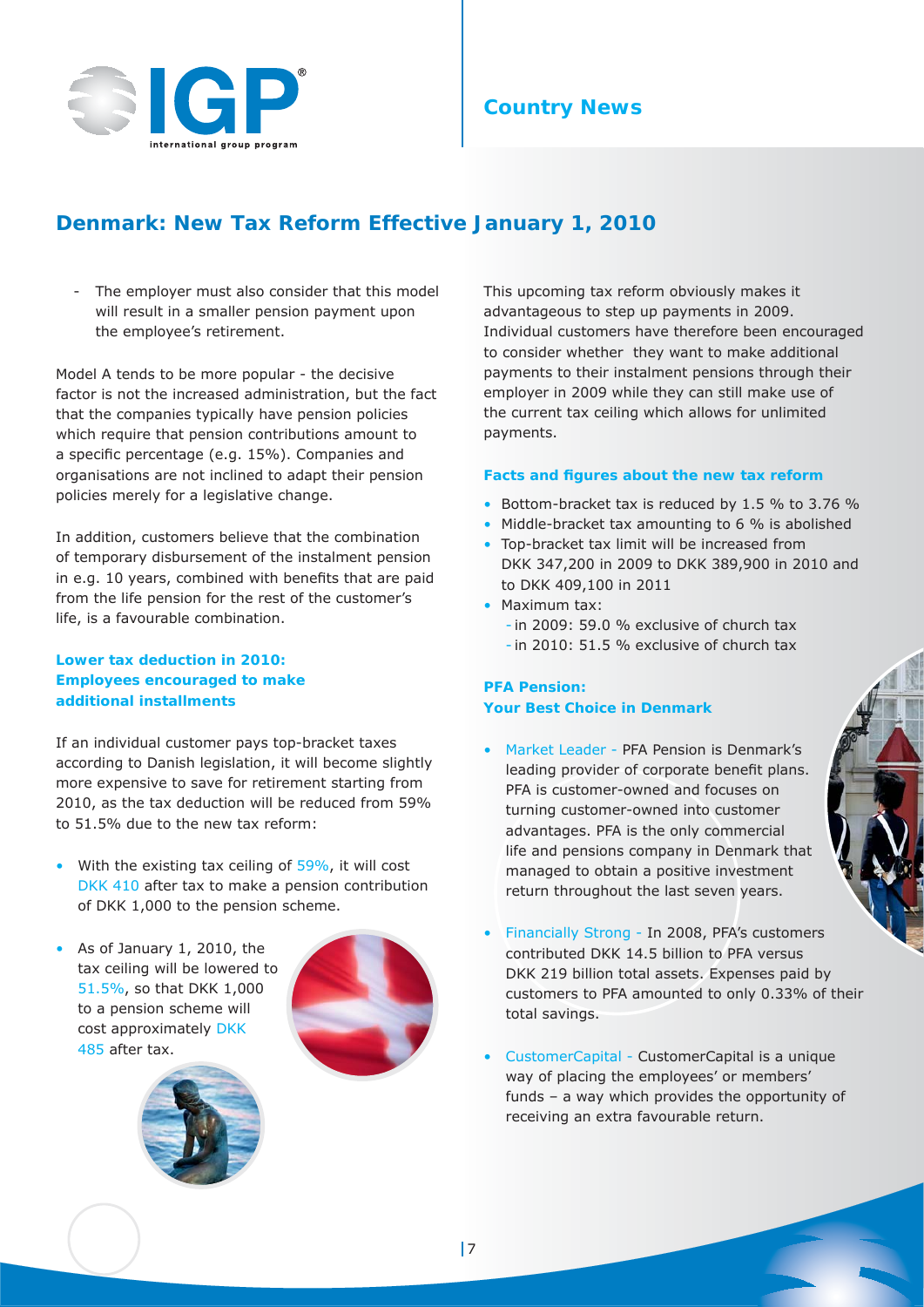## Denmark: New Tax Reform Effective January 1, 2010

- The employer must also consider that this model will result in a smaller pension payment upon the employee's retirement.

Model A tends to be more popular - the decisive factor is not the increased administration, but the fact that the companies typically have pension policies which require that pension contributions amount to a specific percentage (e.g. 15%). Companies and organisations are not inclined to adapt their pension policies merely for a legislative change.

In addition, customers believe that the combination of temporary disbursement of the instalment pension in e.g. 10 years, combined with benefits that are paid from the life pension for the rest of the customer's life, is a favourable combination.

### Lower tax deduction in 2010: Employees encouraged to make additional installments

If an individual customer pays top-bracket taxes according to Danish legislation, it will become slightly more expensive to save for retirement starting from 2010, as the tax deduction will be reduced from 59% to 51.5% due to the new tax reform:

- With the existing tax ceiling of 59%, it will cost DKK 410 after tax to make a pension contribution of DKK 1,000 to the pension scheme.
- As of January 1, 2010, the tax ceiling will be lowered to 51.5%, so that DKK 1,000 to a pension scheme will cost approximately DKK 485 after tax.

This upcoming tax reform obviously makes it advantageous to step up payments in 2009. Individual customers have therefore been encouraged to consider whether they want to make additional payments to their instalment pensions through their employer in 2009 while they can still make use of the current tax ceiling which allows for unlimited payments.

### Facts and figures about the new tax reform

- Bottom-bracket tax is reduced by 1.5 % to 3.76 %
- Middle-bracket tax amounting to 6 % is abolished
- Top-bracket tax limit will be increased from DKK 347,200 in 2009 to DKK 389,900 in 2010 and to DKK 409,100 in 2011
- Maximum tax:
  - in 2009: 59.0 % exclusive of church tax
  - in 2010: 51.5 % exclusive of church tax

### PFA Pension: Your Best Choice in Denmark

- Market Leader - PFA Pension is Denmark's leading provider of corporate benefit plans. PFA is customer-owned and focuses on turning customer-owned into customer advantages. PFA is the only commercial life and pensions company in Denmark that managed to obtain a positive investment return throughout the last seven years.
- Financially Strong - In 2008, PFA's customers contributed DKK 14.5 billion to PFA versus DKK 219 billion total assets. Expenses paid by customers to PFA amounted to only 0.33% of their total savings.
- CustomerCapital - CustomerCapital is a unique way of placing the employees' or members' funds – a way which provides the opportunity of receiving an extra favourable return.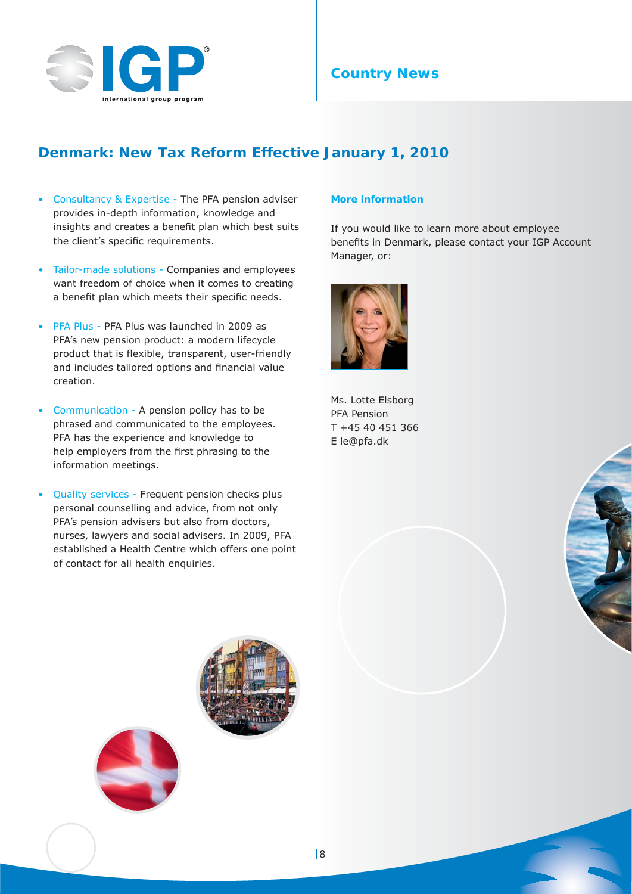## Country News

# Denmark: New Tax Reform Effective January 1, 2010

- Consultancy & Expertise - The PFA pension adviser provides in-depth information, knowledge and insights and creates a benefit plan which best suits the client's specific requirements.
- Tailor-made solutions - Companies and employees want freedom of choice when it comes to creating a benefit plan which meets their specific needs.
- PFA Plus - PFA Plus was launched in 2009 as PFA's new pension product: a modern lifecycle product that is flexible, transparent, user-friendly and includes tailored options and financial value creation.
- Communication - A pension policy has to be phrased and communicated to the employees. PFA has the experience and knowledge to help employers from the first phrasing to the information meetings.
- Quality services - Frequent pension checks plus personal counselling and advice, from not only PFA's pension advisers but also from doctors, nurses, lawyers and social advisers. In 2009, PFA established a Health Centre which offers one point of contact for all health enquiries.

### More information

If you would like to learn more about employee benefits in Denmark, please contact your IGP Account Manager, or:

Ms. Lotte Elsborg
PFA Pension
T +45 40 451 366
E le@pfa.dk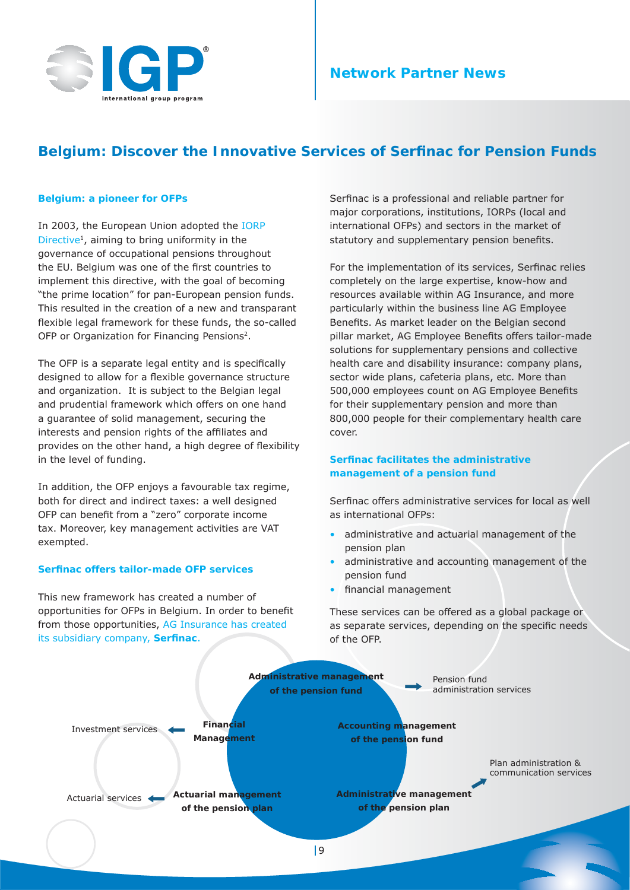# Belgium: Discover the Innovative Services of Serfinac for Pension Funds

### Belgium: a pioneer for OFPs

In 2003, the European Union adopted the IORP Directive[1], aiming to bring uniformity in the governance of occupational pensions throughout the EU. Belgium was one of the first countries to implement this directive, with the goal of becoming "the prime location" for pan-European pension funds. This resulted in the creation of a new and transparant flexible legal framework for these funds, the so-called OFP or Organization for Financing Pensions[2].

The OFP is a separate legal entity and is specifically designed to allow for a flexible governance structure and organization. It is subject to the Belgian legal and prudential framework which offers on one hand a guarantee of solid management, securing the interests and pension rights of the affiliates and provides on the other hand, a high degree of flexibility in the level of funding.

In addition, the OFP enjoys a favourable tax regime, both for direct and indirect taxes: a well designed OFP can benefit from a "zero" corporate income tax. Moreover, key management activities are VAT exempted.

### Serfinac offers tailor-made OFP services

This new framework has created a number of opportunities for OFPs in Belgium. In order to benefit from those opportunities, AG Insurance has created its subsidiary company, **Serfinac**.

Serfinac is a professional and reliable partner for major corporations, institutions, IORPs (local and international OFPs) and sectors in the market of statutory and supplementary pension benefits.

For the implementation of its services, Serfinac relies completely on the large expertise, know-how and resources available within AG Insurance, and more particularly within the business line AG Employee Benefits. As market leader on the Belgian second pillar market, AG Employee Benefits offers tailor-made solutions for supplementary pensions and collective health care and disability insurance: company plans, sector wide plans, cafeteria plans, etc. More than 500,000 employees count on AG Employee Benefits for their supplementary pension and more than 800,000 people for their complementary health care cover.

### Serfinac facilitates the administrative management of a pension fund

Serfinac offers administrative services for local as well as international OFPs:

- administrative and actuarial management of the pension plan
- administrative and accounting management of the pension fund
- financial management

These services can be offered as a global package or as separate services, depending on the specific needs of the OFP.

**Administrative management of the pension fund** → Pension fund administration services

**Financial Management** → Investment services

**Accounting management of the pension fund**

**Actuarial management of the pension plan** → Actuarial services

**Administrative management of the pension plan** → Plan administration & communication services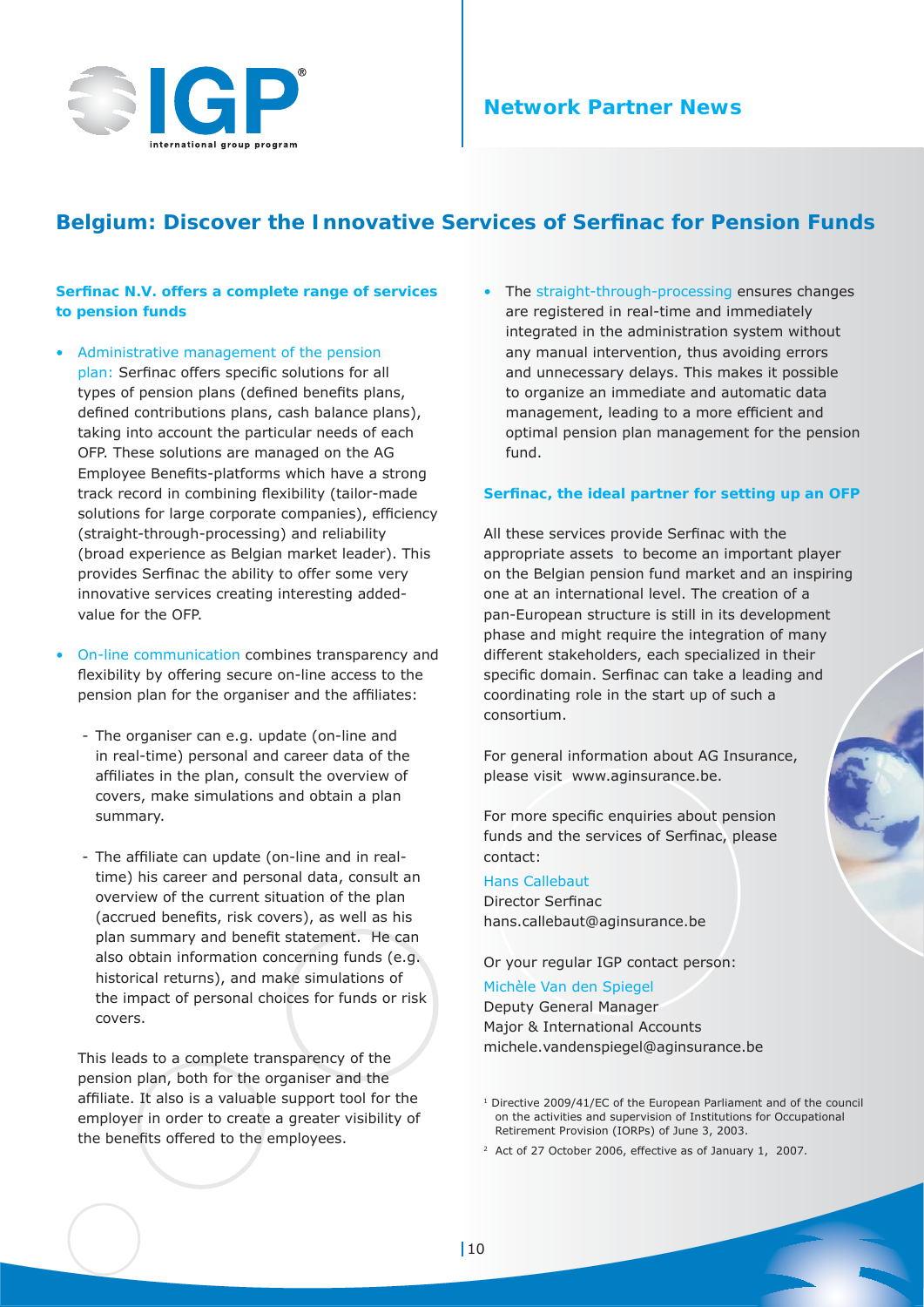# Belgium: Discover the Innovative Services of Serfinac for Pension Funds

**Serfinac N.V. offers a complete range of services to pension funds**

- Administrative management of the pension plan: Serfinac offers specific solutions for all types of pension plans (defined benefits plans, defined contributions plans, cash balance plans), taking into account the particular needs of each OFP. These solutions are managed on the AG Employee Benefits-platforms which have a strong track record in combining flexibility (tailor-made solutions for large corporate companies), efficiency (straight-through-processing) and reliability (broad experience as Belgian market leader). This provides Serfinac the ability to offer some very innovative services creating interesting added-value for the OFP.

- On-line communication combines transparency and flexibility by offering secure on-line access to the pension plan for the organiser and the affiliates:

  - The organiser can e.g. update (on-line and in real-time) personal and career data of the affiliates in the plan, consult the overview of covers, make simulations and obtain a plan summary.

  - The affiliate can update (on-line and in real-time) his career and personal data, consult an overview of the current situation of the plan (accrued benefits, risk covers), as well as his plan summary and benefit statement. He can also obtain information concerning funds (e.g. historical returns), and make simulations of the impact of personal choices for funds or risk covers.

  This leads to a complete transparency of the pension plan, both for the organiser and the affiliate. It also is a valuable support tool for the employer in order to create a greater visibility of the benefits offered to the employees.

- The straight-through-processing ensures changes are registered in real-time and immediately integrated in the administration system without any manual intervention, thus avoiding errors and unnecessary delays. This makes it possible to organize an immediate and automatic data management, leading to a more efficient and optimal pension plan management for the pension fund.

**Serfinac, the ideal partner for setting up an OFP**

All these services provide Serfinac with the appropriate assets to become an important player on the Belgian pension fund market and an inspiring one at an international level. The creation of a pan-European structure is still in its development phase and might require the integration of many different stakeholders, each specialized in their specific domain. Serfinac can take a leading and coordinating role in the start up of such a consortium.

For general information about AG Insurance, please visit www.aginsurance.be.

For more specific enquiries about pension funds and the services of Serfinac, please contact:

Hans Callebaut
Director Serfinac
hans.callebaut@aginsurance.be

Or your regular IGP contact person:

Michèle Van den Spiegel
Deputy General Manager
Major & International Accounts
michele.vandenspiegel@aginsurance.be

[1] Directive 2009/41/EC of the European Parliament and of the council on the activities and supervision of Institutions for Occupational Retirement Provision (IORPs) of June 3, 2003.

[2] Act of 27 October 2006, effective as of January 1, 2007.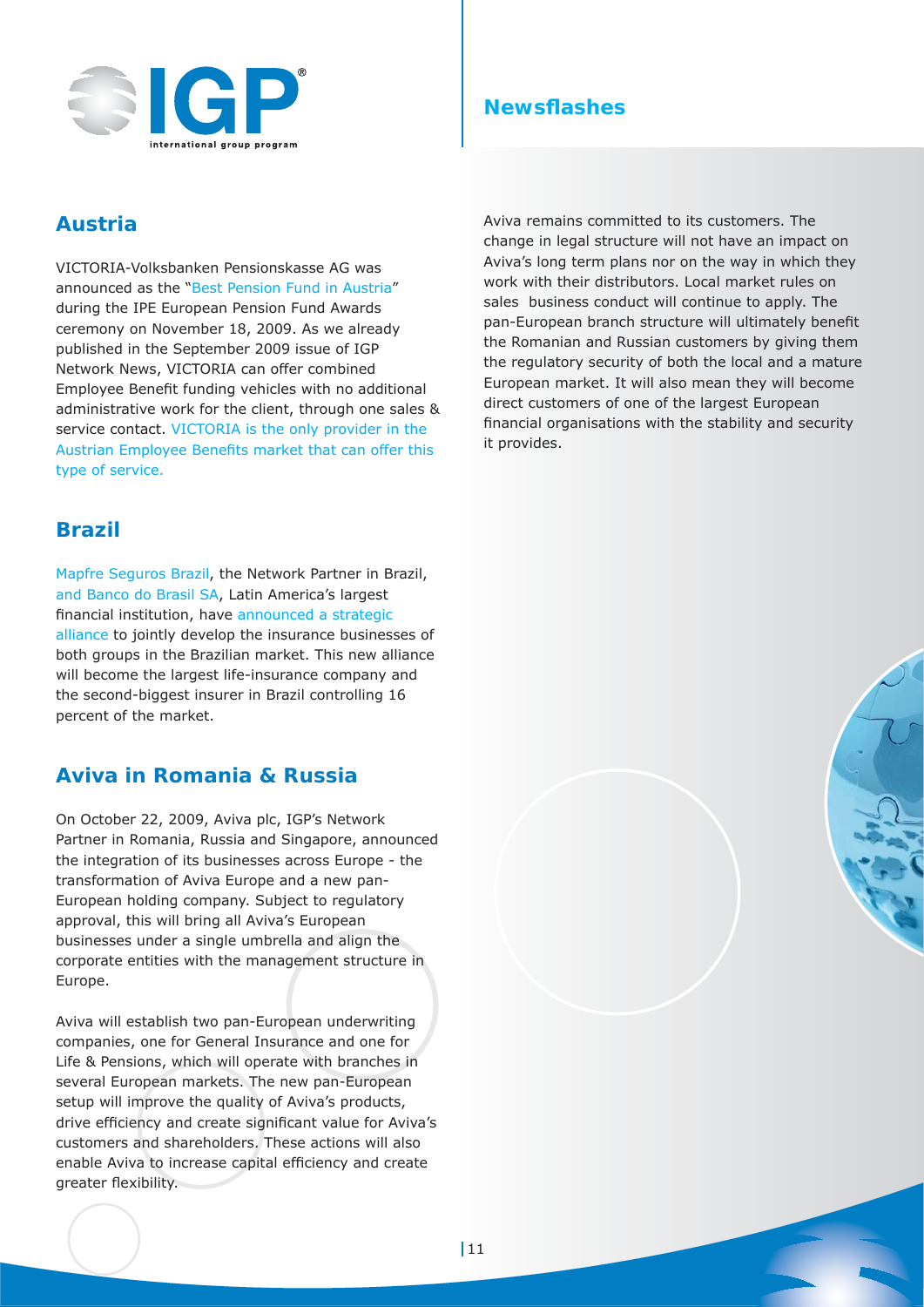# Newsflashes

## Austria

VICTORIA-Volksbanken Pensionskasse AG was announced as the "Best Pension Fund in Austria" during the IPE European Pension Fund Awards ceremony on November 18, 2009. As we already published in the September 2009 issue of IGP Network News, VICTORIA can offer combined Employee Benefit funding vehicles with no additional administrative work for the client, through one sales & service contact. VICTORIA is the only provider in the Austrian Employee Benefits market that can offer this type of service.

## Brazil

Mapfre Seguros Brazil, the Network Partner in Brazil, and Banco do Brasil SA, Latin America's largest financial institution, have announced a strategic alliance to jointly develop the insurance businesses of both groups in the Brazilian market. This new alliance will become the largest life-insurance company and the second-biggest insurer in Brazil controlling 16 percent of the market.

## Aviva in Romania & Russia

On October 22, 2009, Aviva plc, IGP's Network Partner in Romania, Russia and Singapore, announced the integration of its businesses across Europe - the transformation of Aviva Europe and a new pan-European holding company. Subject to regulatory approval, this will bring all Aviva's European businesses under a single umbrella and align the corporate entities with the management structure in Europe.

Aviva will establish two pan-European underwriting companies, one for General Insurance and one for Life & Pensions, which will operate with branches in several European markets. The new pan-European setup will improve the quality of Aviva's products, drive efficiency and create significant value for Aviva's customers and shareholders. These actions will also enable Aviva to increase capital efficiency and create greater flexibility.

Aviva remains committed to its customers. The change in legal structure will not have an impact on Aviva's long term plans nor on the way in which they work with their distributors. Local market rules on sales business conduct will continue to apply. The pan-European branch structure will ultimately benefit the Romanian and Russian customers by giving them the regulatory security of both the local and a mature European market. It will also mean they will become direct customers of one of the largest European financial organisations with the stability and security it provides.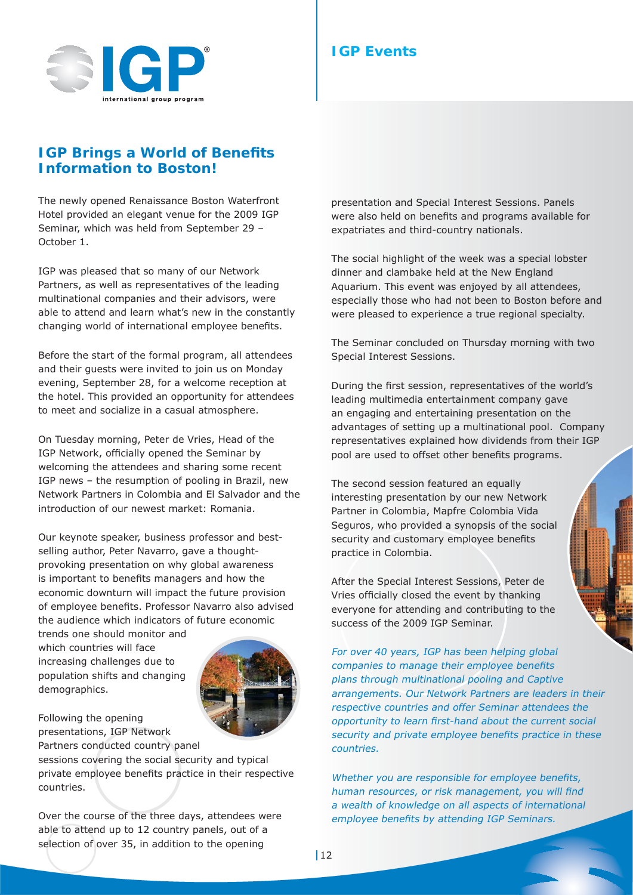# IGP Events

## IGP Brings a World of Benefits Information to Boston!

The newly opened Renaissance Boston Waterfront Hotel provided an elegant venue for the 2009 IGP Seminar, which was held from September 29 – October 1.

IGP was pleased that so many of our Network Partners, as well as representatives of the leading multinational companies and their advisors, were able to attend and learn what's new in the constantly changing world of international employee benefits.

Before the start of the formal program, all attendees and their guests were invited to join us on Monday evening, September 28, for a welcome reception at the hotel. This provided an opportunity for attendees to meet and socialize in a casual atmosphere.

On Tuesday morning, Peter de Vries, Head of the IGP Network, officially opened the Seminar by welcoming the attendees and sharing some recent IGP news – the resumption of pooling in Brazil, new Network Partners in Colombia and El Salvador and the introduction of our newest market: Romania.

Our keynote speaker, business professor and best-selling author, Peter Navarro, gave a thought-provoking presentation on why global awareness is important to benefits managers and how the economic downturn will impact the future provision of employee benefits. Professor Navarro also advised the audience which indicators of future economic trends one should monitor and which countries will face increasing challenges due to population shifts and changing demographics.

Following the opening presentations, IGP Network Partners conducted country panel sessions covering the social security and typical private employee benefits practice in their respective countries.

Over the course of the three days, attendees were able to attend up to 12 country panels, out of a selection of over 35, in addition to the opening presentation and Special Interest Sessions. Panels were also held on benefits and programs available for expatriates and third-country nationals.

The social highlight of the week was a special lobster dinner and clambake held at the New England Aquarium. This event was enjoyed by all attendees, especially those who had not been to Boston before and were pleased to experience a true regional specialty.

The Seminar concluded on Thursday morning with two Special Interest Sessions.

During the first session, representatives of the world's leading multimedia entertainment company gave an engaging and entertaining presentation on the advantages of setting up a multinational pool. Company representatives explained how dividends from their IGP pool are used to offset other benefits programs.

The second session featured an equally interesting presentation by our new Network Partner in Colombia, Mapfre Colombia Vida Seguros, who provided a synopsis of the social security and customary employee benefits practice in Colombia.

After the Special Interest Sessions, Peter de Vries officially closed the event by thanking everyone for attending and contributing to the success of the 2009 IGP Seminar.

*For over 40 years, IGP has been helping global companies to manage their employee benefits plans through multinational pooling and Captive arrangements. Our Network Partners are leaders in their respective countries and offer Seminar attendees the opportunity to learn first-hand about the current social security and private employee benefits practice in these countries.*

*Whether you are responsible for employee benefits, human resources, or risk management, you will find a wealth of knowledge on all aspects of international employee benefits by attending IGP Seminars.*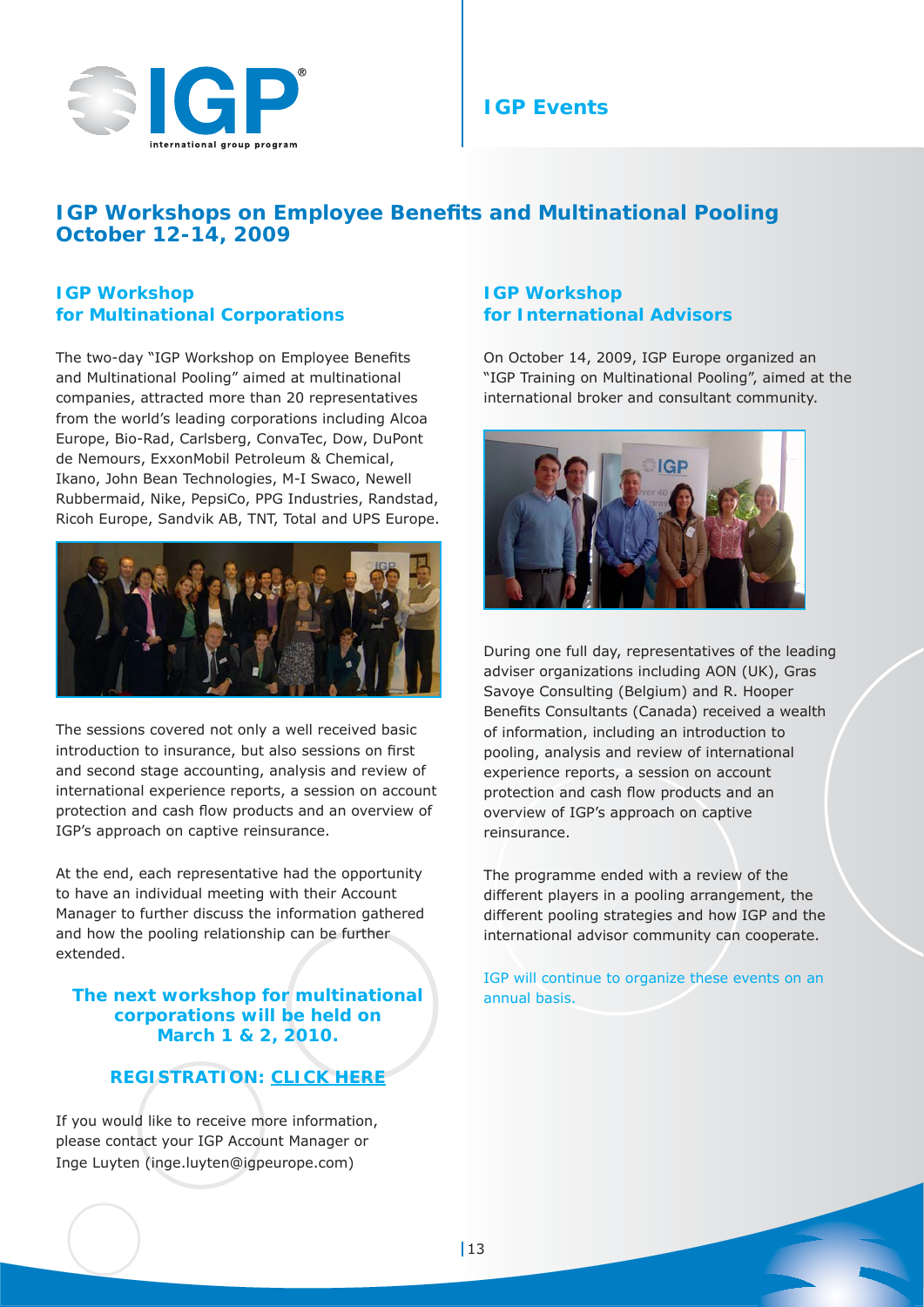# IGP Events

## IGP Workshops on Employee Benefits and Multinational Pooling October 12-14, 2009

### IGP Workshop for Multinational Corporations

The two-day "IGP Workshop on Employee Benefits and Multinational Pooling" aimed at multinational companies, attracted more than 20 representatives from the world's leading corporations including Alcoa Europe, Bio-Rad, Carlsberg, ConvaTec, Dow, DuPont de Nemours, ExxonMobil Petroleum & Chemical, Ikano, John Bean Technologies, M-I Swaco, Newell Rubbermaid, Nike, PepsiCo, PPG Industries, Randstad, Ricoh Europe, Sandvik AB, TNT, Total and UPS Europe.

The sessions covered not only a well received basic introduction to insurance, but also sessions on first and second stage accounting, analysis and review of international experience reports, a session on account protection and cash flow products and an overview of IGP's approach on captive reinsurance.

At the end, each representative had the opportunity to have an individual meeting with their Account Manager to further discuss the information gathered and how the pooling relationship can be further extended.

**The next workshop for multinational corporations will be held on March 1 & 2, 2010.**

**REGISTRATION: CLICK HERE**

If you would like to receive more information, please contact your IGP Account Manager or Inge Luyten (inge.luyten@igpeurope.com)

### IGP Workshop for International Advisors

On October 14, 2009, IGP Europe organized an "IGP Training on Multinational Pooling", aimed at the international broker and consultant community.

During one full day, representatives of the leading adviser organizations including AON (UK), Gras Savoye Consulting (Belgium) and R. Hooper Benefits Consultants (Canada) received a wealth of information, including an introduction to pooling, analysis and review of international experience reports, a session on account protection and cash flow products and an overview of IGP's approach on captive reinsurance.

The programme ended with a review of the different players in a pooling arrangement, the different pooling strategies and how IGP and the international advisor community can cooperate.

IGP will continue to organize these events on an annual basis.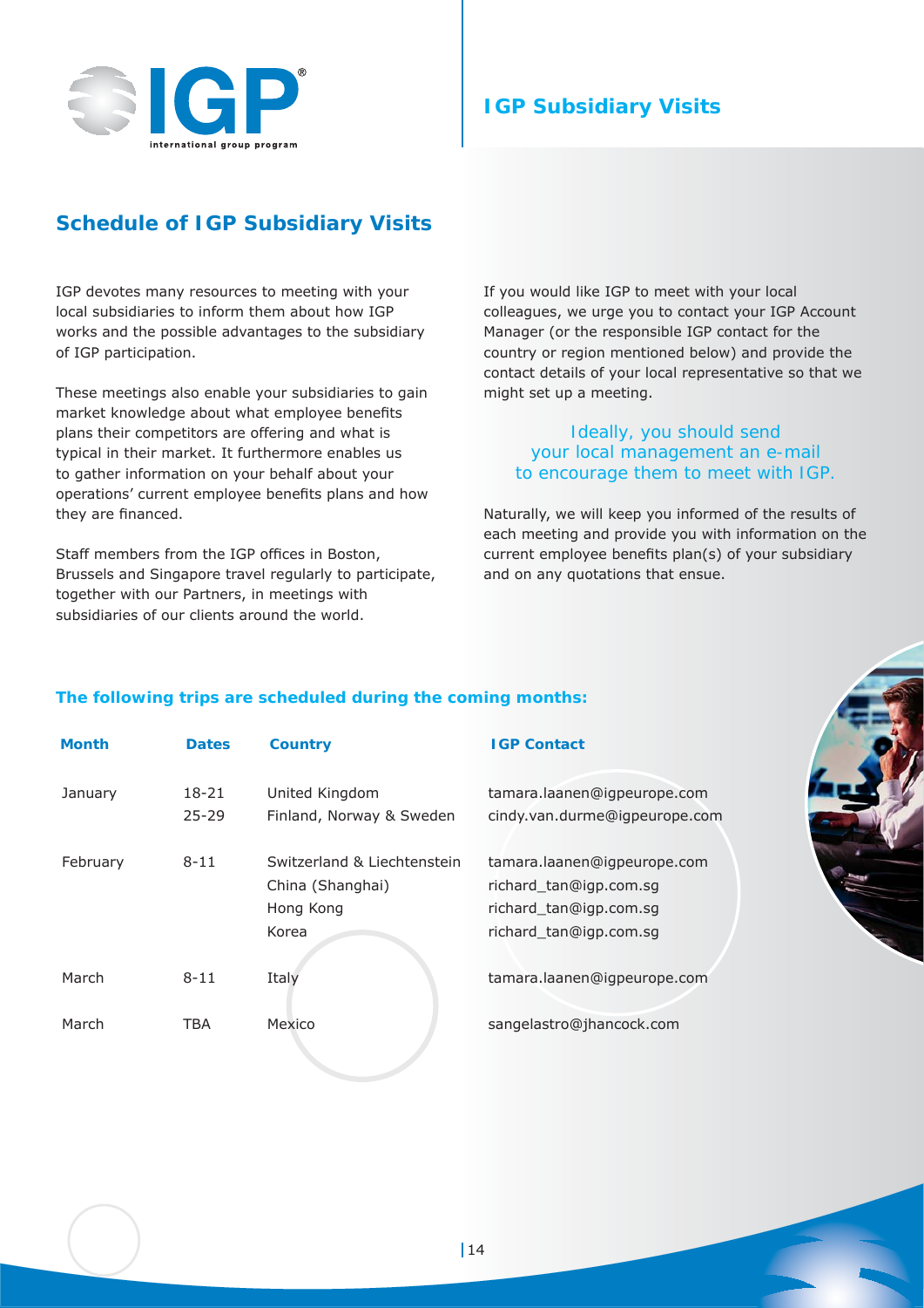## IGP Subsidiary Visits

## Schedule of IGP Subsidiary Visits

IGP devotes many resources to meeting with your local subsidiaries to inform them about how IGP works and the possible advantages to the subsidiary of IGP participation.

These meetings also enable your subsidiaries to gain market knowledge about what employee benefits plans their competitors are offering and what is typical in their market. It furthermore enables us to gather information on your behalf about your operations' current employee benefits plans and how they are financed.

Staff members from the IGP offices in Boston, Brussels and Singapore travel regularly to participate, together with our Partners, in meetings with subsidiaries of our clients around the world.

If you would like IGP to meet with your local colleagues, we urge you to contact your IGP Account Manager (or the responsible IGP contact for the country or region mentioned below) and provide the contact details of your local representative so that we might set up a meeting.

Ideally, you should send your local management an e-mail to encourage them to meet with IGP.

Naturally, we will keep you informed of the results of each meeting and provide you with information on the current employee benefits plan(s) of your subsidiary and on any quotations that ensue.

### The following trips are scheduled during the coming months:

| Month | Dates | Country | IGP Contact |
|---|---|---|---|
| January | 18-21 | United Kingdom | tamara.laanen@igpeurope.com |
| | 25-29 | Finland, Norway & Sweden | cindy.van.durme@igpeurope.com |
| February | 8-11 | Switzerland & Liechtenstein | tamara.laanen@igpeurope.com |
| | | China (Shanghai) | richard_tan@igp.com.sg |
| | | Hong Kong | richard_tan@igp.com.sg |
| | | Korea | richard_tan@igp.com.sg |
| March | 8-11 | Italy | tamara.laanen@igpeurope.com |
| March | TBA | Mexico | sangelastro@jhancock.com |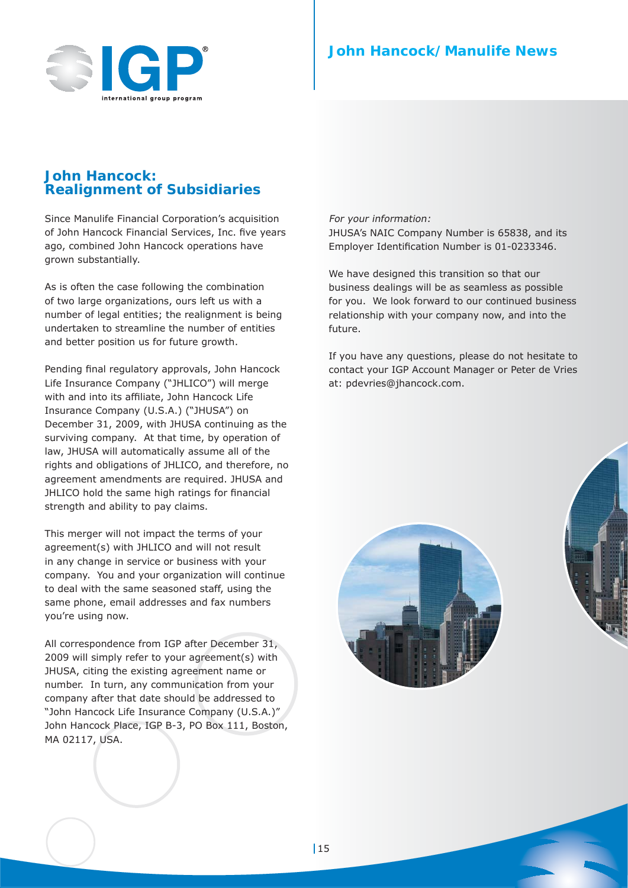# John Hancock/Manulife News

## John Hancock: Realignment of Subsidiaries

Since Manulife Financial Corporation's acquisition of John Hancock Financial Services, Inc. five years ago, combined John Hancock operations have grown substantially.

As is often the case following the combination of two large organizations, ours left us with a number of legal entities; the realignment is being undertaken to streamline the number of entities and better position us for future growth.

Pending final regulatory approvals, John Hancock Life Insurance Company ("JHLICO") will merge with and into its affiliate, John Hancock Life Insurance Company (U.S.A.) ("JHUSA") on December 31, 2009, with JHUSA continuing as the surviving company. At that time, by operation of law, JHUSA will automatically assume all of the rights and obligations of JHLICO, and therefore, no agreement amendments are required. JHUSA and JHLICO hold the same high ratings for financial strength and ability to pay claims.

This merger will not impact the terms of your agreement(s) with JHLICO and will not result in any change in service or business with your company. You and your organization will continue to deal with the same seasoned staff, using the same phone, email addresses and fax numbers you're using now.

All correspondence from IGP after December 31, 2009 will simply refer to your agreement(s) with JHUSA, citing the existing agreement name or number. In turn, any communication from your company after that date should be addressed to "John Hancock Life Insurance Company (U.S.A.)" John Hancock Place, IGP B-3, PO Box 111, Boston, MA 02117, USA.

*For your information:*
JHUSA's NAIC Company Number is 65838, and its Employer Identification Number is 01-0233346.

We have designed this transition so that our business dealings will be as seamless as possible for you. We look forward to our continued business relationship with your company now, and into the future.

If you have any questions, please do not hesitate to contact your IGP Account Manager or Peter de Vries at: pdevries@jhancock.com.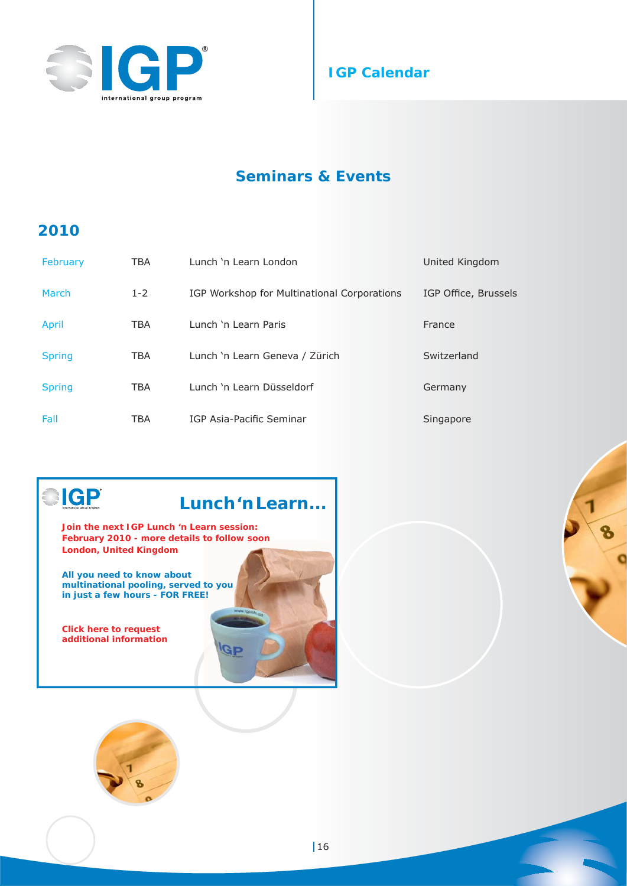# IGP Calendar

## Seminars & Events

### 2010

| | | | |
|---|---|---|---|
| February | TBA | Lunch 'n Learn London | United Kingdom |
| March | 1-2 | IGP Workshop for Multinational Corporations | IGP Office, Brussels |
| April | TBA | Lunch 'n Learn Paris | France |
| Spring | TBA | Lunch 'n Learn Geneva / Zürich | Switzerland |
| Spring | TBA | Lunch 'n Learn Düsseldorf | Germany |
| Fall | TBA | IGP Asia-Pacific Seminar | Singapore |

**Lunch 'n Learn...**

**Join the next IGP Lunch 'n Learn session:**
**February 2010 - more details to follow soon**
**London, United Kingdom**

**All you need to know about multinational pooling, served to you in just a few hours - FOR FREE!**

**Click here to request additional information**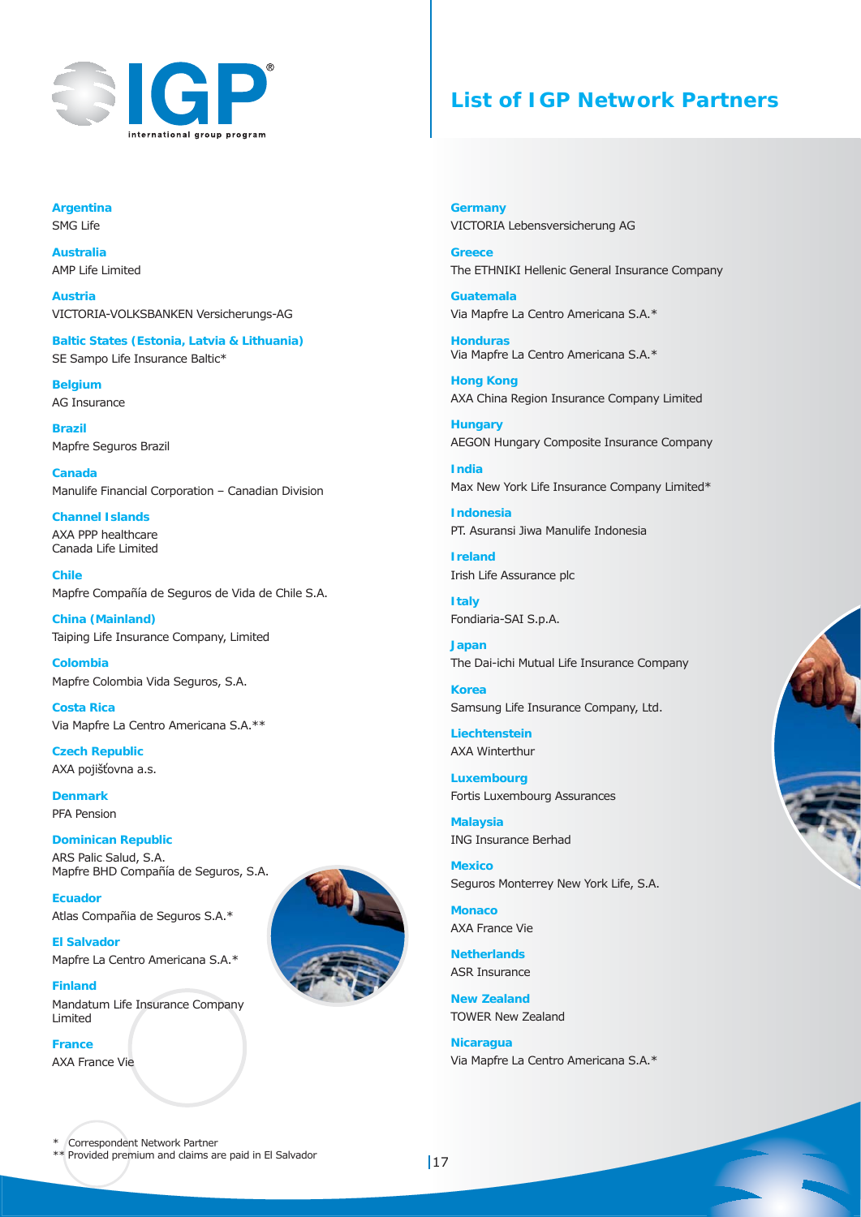# List of IGP Network Partners

**Argentina**
SMG Life

**Australia**
AMP Life Limited

**Austria**
VICTORIA-VOLKSBANKEN Versicherungs-AG

**Baltic States (Estonia, Latvia & Lithuania)**
SE Sampo Life Insurance Baltic*

**Belgium**
AG Insurance

**Brazil**
Mapfre Seguros Brazil

**Canada**
Manulife Financial Corporation – Canadian Division

**Channel Islands**
AXA PPP healthcare
Canada Life Limited

**Chile**
Mapfre Compañía de Seguros de Vida de Chile S.A.

**China (Mainland)**
Taiping Life Insurance Company, Limited

**Colombia**
Mapfre Colombia Vida Seguros, S.A.

**Costa Rica**
Via Mapfre La Centro Americana S.A.**

**Czech Republic**
AXA pojišťovna a.s.

**Denmark**
PFA Pension

**Dominican Republic**
ARS Palic Salud, S.A.
Mapfre BHD Compañía de Seguros, S.A.

**Ecuador**
Atlas Compañia de Seguros S.A.*

**El Salvador**
Mapfre La Centro Americana S.A.*

**Finland**
Mandatum Life Insurance Company Limited

**France**
AXA France Vie

**Germany**
VICTORIA Lebensversicherung AG

**Greece**
The ETHNIKI Hellenic General Insurance Company

**Guatemala**
Via Mapfre La Centro Americana S.A.*

**Honduras**
Via Mapfre La Centro Americana S.A.*

**Hong Kong**
AXA China Region Insurance Company Limited

**Hungary**
AEGON Hungary Composite Insurance Company

**India**
Max New York Life Insurance Company Limited*

**Indonesia**
PT. Asuransi Jiwa Manulife Indonesia

**Ireland**
Irish Life Assurance plc

**Italy**
Fondiaria-SAI S.p.A.

**Japan**
The Dai-ichi Mutual Life Insurance Company

**Korea**
Samsung Life Insurance Company, Ltd.

**Liechtenstein**
AXA Winterthur

**Luxembourg**
Fortis Luxembourg Assurances

**Malaysia**
ING Insurance Berhad

**Mexico**
Seguros Monterrey New York Life, S.A.

**Monaco**
AXA France Vie

**Netherlands**
ASR Insurance

**New Zealand**
TOWER New Zealand

**Nicaragua**
Via Mapfre La Centro Americana S.A.*

\* Correspondent Network Partner
** Provided premium and claims are paid in El Salvador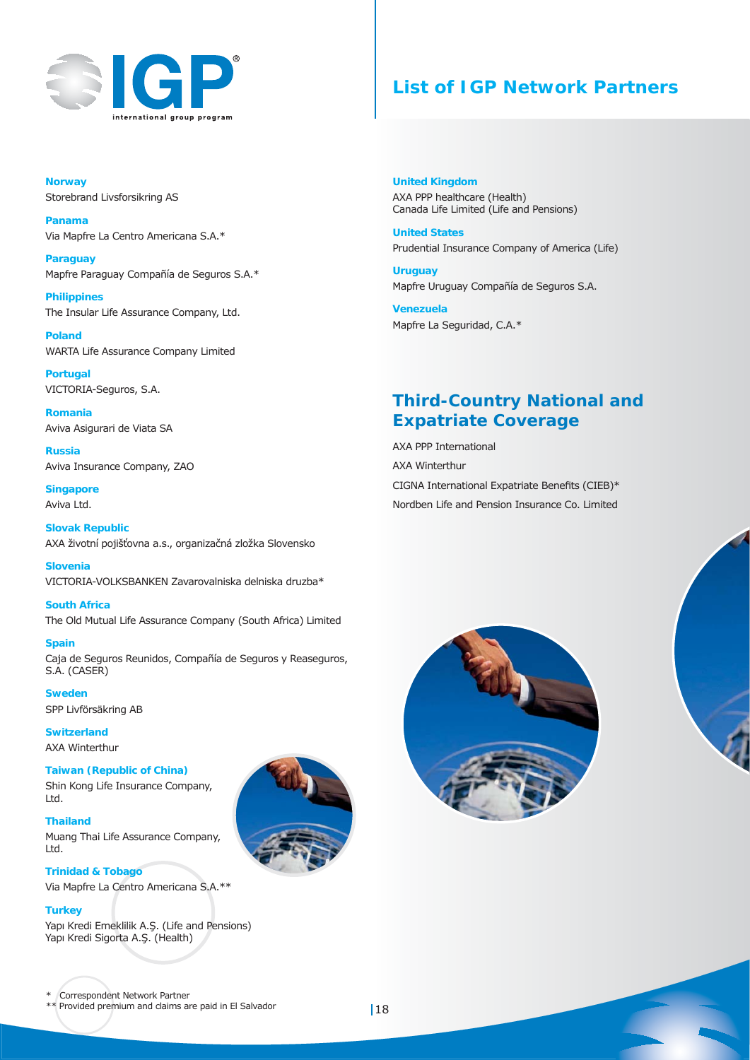# List of IGP Network Partners

**Norway**
Storebrand Livsforsikring AS

**Panama**
Via Mapfre La Centro Americana S.A.*

**Paraguay**
Mapfre Paraguay Compañía de Seguros S.A.*

**Philippines**
The Insular Life Assurance Company, Ltd.

**Poland**
WARTA Life Assurance Company Limited

**Portugal**
VICTORIA-Seguros, S.A.

**Romania**
Aviva Asigurari de Viata SA

**Russia**
Aviva Insurance Company, ZAO

**Singapore**
Aviva Ltd.

**Slovak Republic**
AXA životní pojišťovna a.s., organizačná zložka Slovensko

**Slovenia**
VICTORIA-VOLKSBANKEN Zavarovalniska delniska druzba*

**South Africa**
The Old Mutual Life Assurance Company (South Africa) Limited

**Spain**
Caja de Seguros Reunidos, Compañía de Seguros y Reaseguros, S.A. (CASER)

**Sweden**
SPP Livförsäkring AB

**Switzerland**
AXA Winterthur

**Taiwan (Republic of China)**
Shin Kong Life Insurance Company, Ltd.

**Thailand**
Muang Thai Life Assurance Company, Ltd.

**Trinidad & Tobago**
Via Mapfre La Centro Americana S.A.**

**Turkey**
Yapı Kredi Emeklilik A.Ş. (Life and Pensions)
Yapı Kredi Sigorta A.Ş. (Health)

**United Kingdom**
AXA PPP healthcare (Health)
Canada Life Limited (Life and Pensions)

**United States**
Prudential Insurance Company of America (Life)

**Uruguay**
Mapfre Uruguay Compañía de Seguros S.A.

**Venezuela**
Mapfre La Seguridad, C.A.*

## Third-Country National and Expatriate Coverage

AXA PPP International

AXA Winterthur

CIGNA International Expatriate Benefits (CIEB)*

Nordben Life and Pension Insurance Co. Limited

\* Correspondent Network Partner
** Provided premium and claims are paid in El Salvador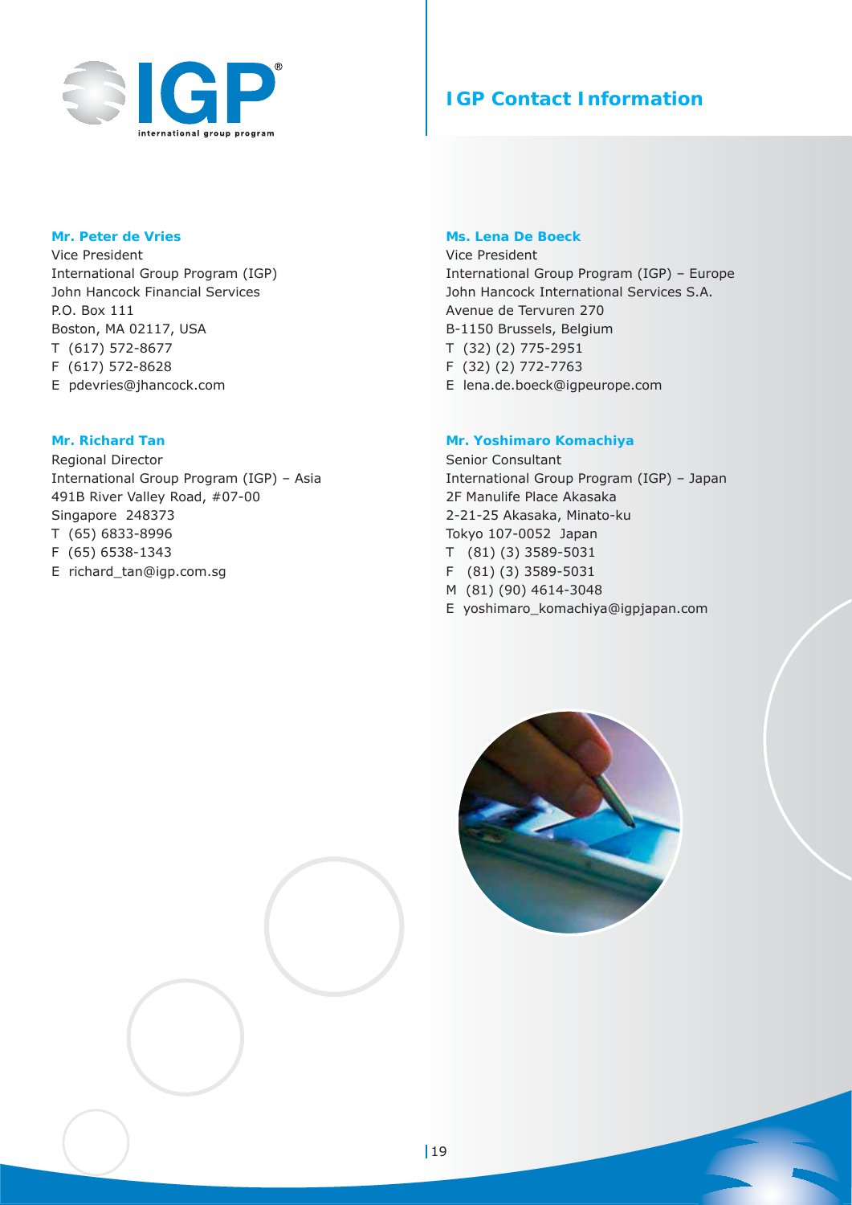# IGP Contact Information

**Mr. Peter de Vries**
Vice President
International Group Program (IGP)
John Hancock Financial Services
P.O. Box 111
Boston, MA 02117, USA
T (617) 572-8677
F (617) 572-8628
E pdevries@jhancock.com

**Mr. Richard Tan**
Regional Director
International Group Program (IGP) – Asia
491B River Valley Road, #07-00
Singapore 248373
T (65) 6833-8996
F (65) 6538-1343
E richard_tan@igp.com.sg

**Ms. Lena De Boeck**
Vice President
International Group Program (IGP) – Europe
John Hancock International Services S.A.
Avenue de Tervuren 270
B-1150 Brussels, Belgium
T (32) (2) 775-2951
F (32) (2) 772-7763
E lena.de.boeck@igpeurope.com

**Mr. Yoshimaro Komachiya**
Senior Consultant
International Group Program (IGP) – Japan
2F Manulife Place Akasaka
2-21-25 Akasaka, Minato-ku
Tokyo 107-0052 Japan
T (81) (3) 3589-5031
F (81) (3) 3589-5031
M (81) (90) 4614-3048
E yoshimaro_komachiya@igpjapan.com